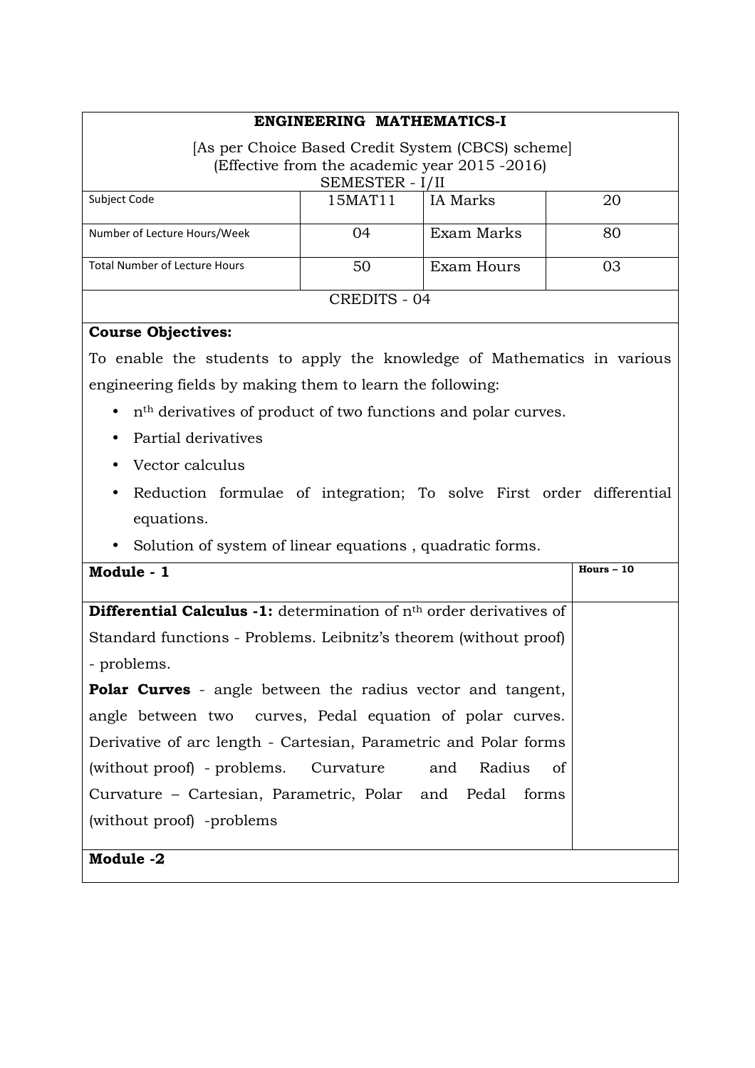# ENGINEERING MATHEMATICS-I

[As per Choice Based Credit System (CBCS) scheme]
(Effective from the academic year 2015 -2016)
SEMESTER - I/II

| Subject Code | 15MAT11 | IA Marks | 20 |
|---|---|---|---|
| Number of Lecture Hours/Week | 04 | Exam Marks | 80 |
| Total Number of Lecture Hours | 50 | Exam Hours | 03 |

CREDITS - 04

**Course Objectives:**

To enable the students to apply the knowledge of Mathematics in various engineering fields by making them to learn the following:

- $n^{th}$ derivatives of product of two functions and polar curves.
- Partial derivatives
- Vector calculus
- Reduction formulae of integration; To solve First order differential equations.
- Solution of system of linear equations , quadratic forms.

| Module - 1 | Hours – 10 |
|---|---|
| **Differential Calculus -1:** determination of $n^{th}$ order derivatives of Standard functions - Problems. Leibnitz's theorem (without proof) - problems.<br>**Polar Curves** - angle between the radius vector and tangent, angle between two curves, Pedal equation of polar curves. Derivative of arc length - Cartesian, Parametric and Polar forms (without proof) - problems. Curvature and Radius of Curvature – Cartesian, Parametric, Polar and Pedal forms (without proof) -problems | |

**Module -2**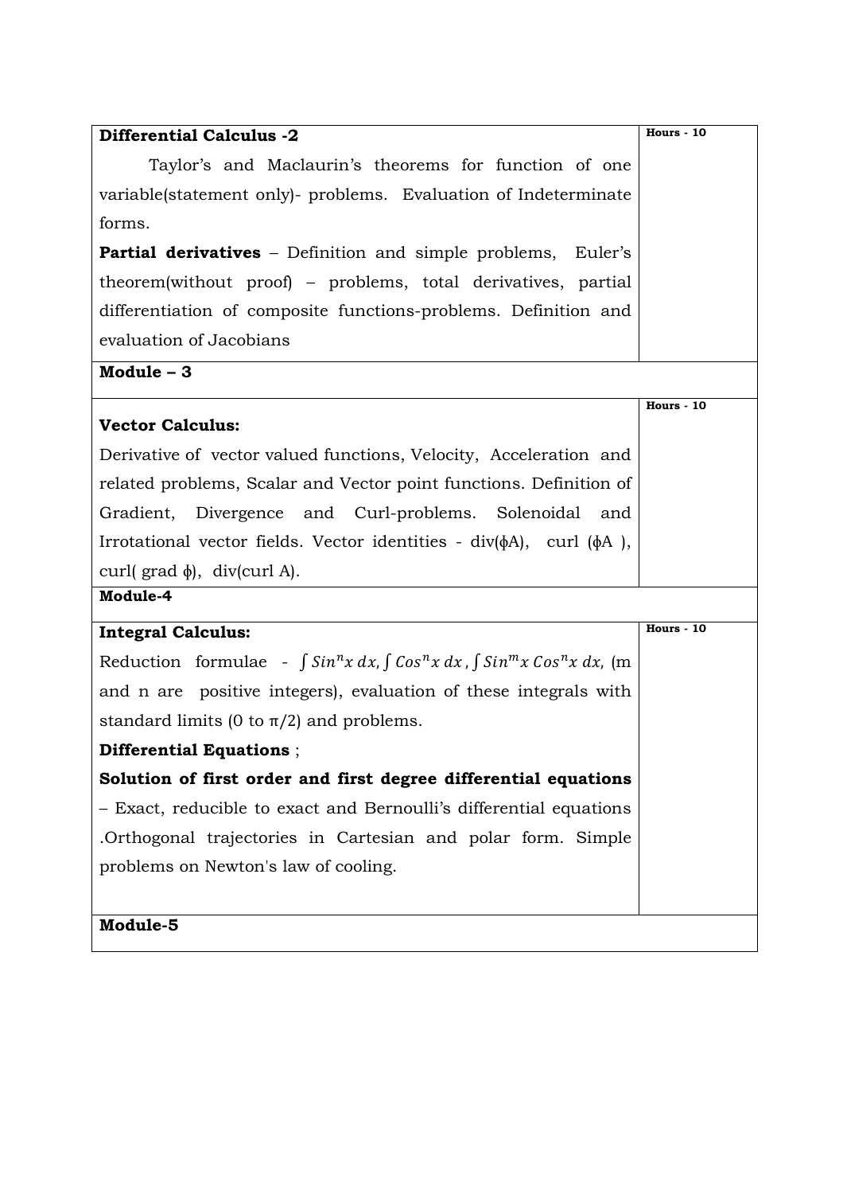| **Differential Calculus -2** | **Hours - 10** |
|---|---|
| Taylor's and Maclaurin's theorems for function of one variable(statement only)- problems. Evaluation of Indeterminate forms.<br>**Partial derivatives** – Definition and simple problems, Euler's theorem(without proof) – problems, total derivatives, partial differentiation of composite functions-problems. Definition and evaluation of Jacobians | |
| **Module – 3** | |
| **Vector Calculus:**<br>Derivative of vector valued functions, Velocity, Acceleration and related problems, Scalar and Vector point functions. Definition of Gradient, Divergence and Curl-problems. Solenoidal and Irrotational vector fields. Vector identities - div(ϕA), curl (ϕA ), curl( grad ϕ), div(curl A). | **Hours - 10** |
| **Module-4** | |
| **Integral Calculus:**<br>Reduction formulae - $\int Sin^n x\, dx, \int Cos^n x\, dx, \int Sin^m x\, Cos^n x\, dx,$ (m and n are positive integers), evaluation of these integrals with standard limits (0 to π/2) and problems.<br>**Differential Equations** ;<br>**Solution of first order and first degree differential equations** – Exact, reducible to exact and Bernoulli's differential equations .Orthogonal trajectories in Cartesian and polar form. Simple problems on Newton's law of cooling. | **Hours - 10** |
| **Module-5** | |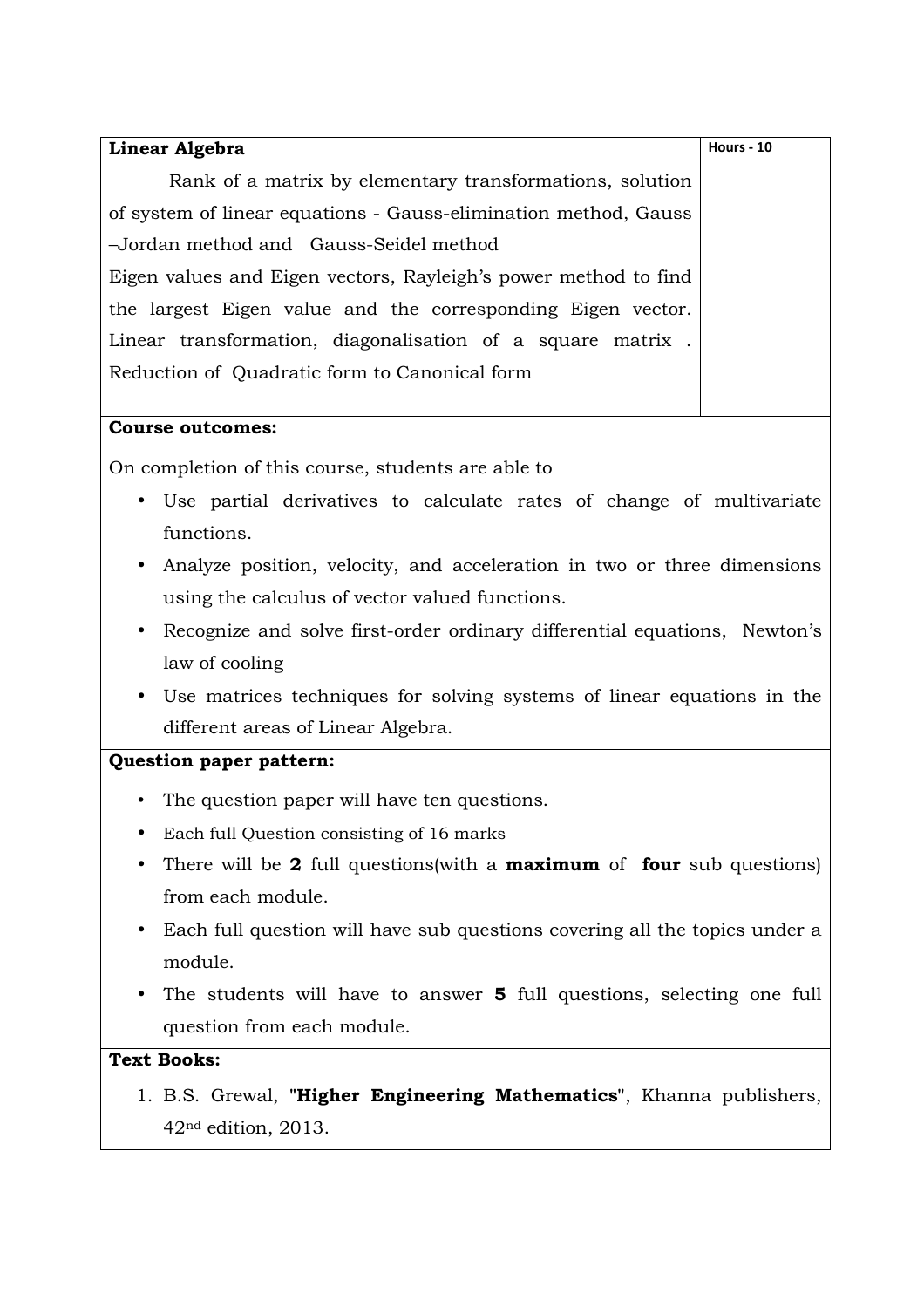| Linear Algebra | Hours - 10 |
| --- | --- |
| Rank of a matrix by elementary transformations, solution of system of linear equations - Gauss-elimination method, Gauss –Jordan method and Gauss-Seidel method<br>Eigen values and Eigen vectors, Rayleigh's power method to find the largest Eigen value and the corresponding Eigen vector. Linear transformation, diagonalisation of a square matrix . Reduction of Quadratic form to Canonical form | |

**Course outcomes:**

On completion of this course, students are able to

- Use partial derivatives to calculate rates of change of multivariate functions.
- Analyze position, velocity, and acceleration in two or three dimensions using the calculus of vector valued functions.
- Recognize and solve first-order ordinary differential equations, Newton's law of cooling
- Use matrices techniques for solving systems of linear equations in the different areas of Linear Algebra.

**Question paper pattern:**

- The question paper will have ten questions.
- Each full Question consisting of 16 marks
- There will be **2** full questions(with a **maximum** of **four** sub questions) from each module.
- Each full question will have sub questions covering all the topics under a module.
- The students will have to answer **5** full questions, selecting one full question from each module.

**Text Books:**

1. B.S. Grewal, "**Higher Engineering Mathematics**", Khanna publishers, 42nd edition, 2013.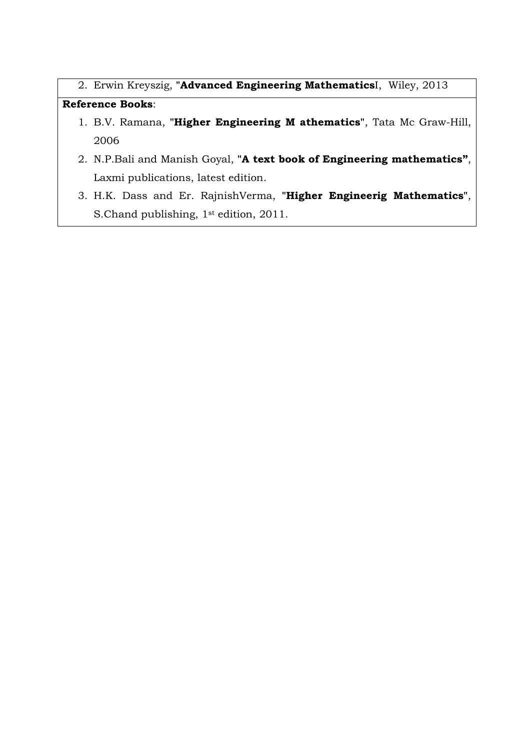2. Erwin Kreyszig, "**Advanced Engineering Mathematics**I, Wiley, 2013

**Reference Books**:

1. B.V. Ramana, "**Higher Engineering M athematics**", Tata Mc Graw-Hill, 2006
2. N.P.Bali and Manish Goyal, "**A text book of Engineering mathematics"**, Laxmi publications, latest edition.
3. H.K. Dass and Er. RajnishVerma, "**Higher Engineerig Mathematics**", S.Chand publishing, 1st edition, 2011.